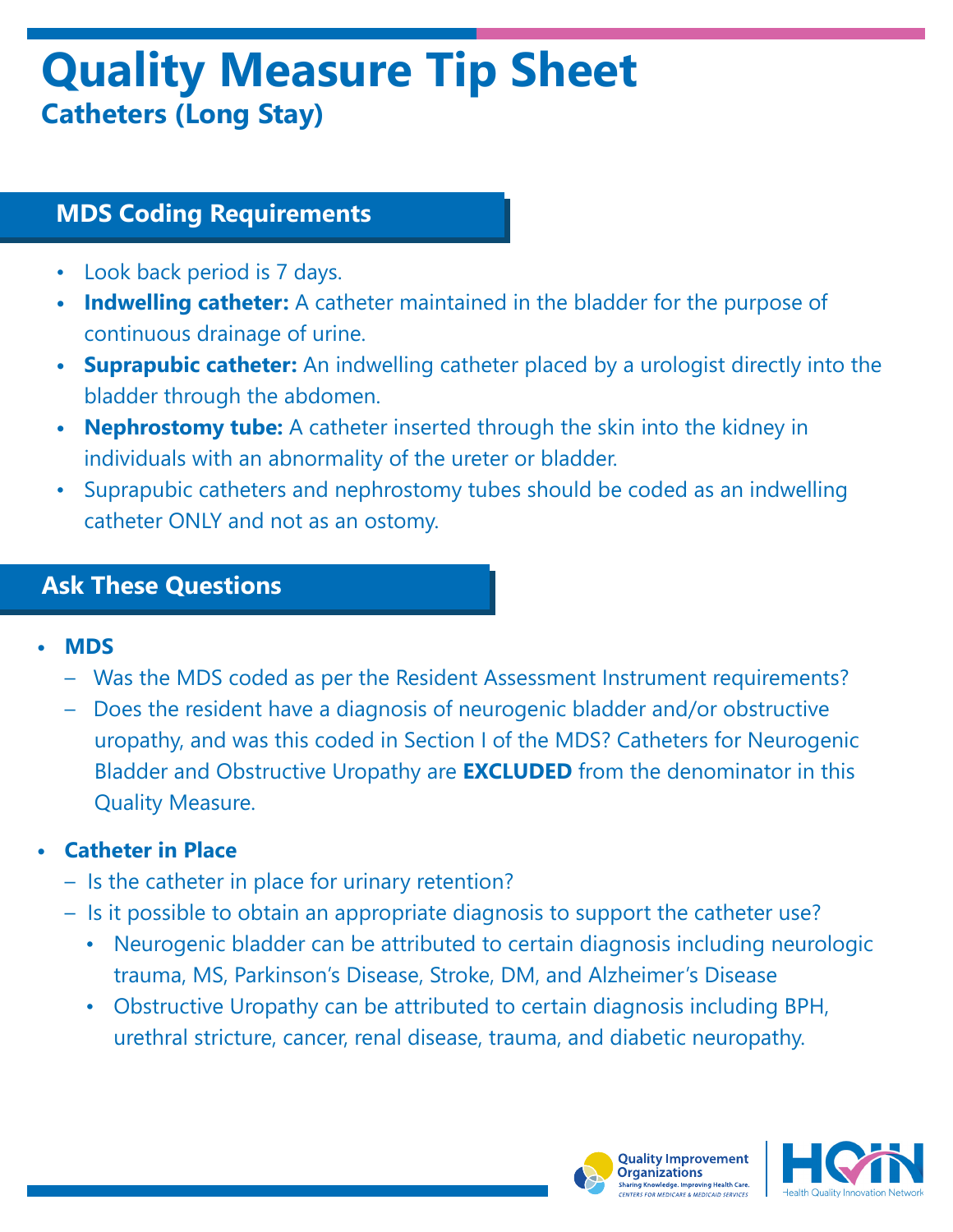# Quality Measure Tip Sheet

## Catheters (Long Stay)

### MDS Coding Requirements

- Look back period is 7 days.
- **Indwelling catheter:** A catheter maintained in the bladder for the purpose of continuous drainage of urine.
- **Suprapubic catheter:** An indwelling catheter placed by a urologist directly into the bladder through the abdomen.
- **Nephrostomy tube:** A catheter inserted through the skin into the kidney in individuals with an abnormality of the ureter or bladder.
- Suprapubic catheters and nephrostomy tubes should be coded as an indwelling catheter ONLY and not as an ostomy.

### Ask These Questions

- **MDS**
  - Was the MDS coded as per the Resident Assessment Instrument requirements?
  - Does the resident have a diagnosis of neurogenic bladder and/or obstructive uropathy, and was this coded in Section I of the MDS? Catheters for Neurogenic Bladder and Obstructive Uropathy are **EXCLUDED** from the denominator in this Quality Measure.
- **Catheter in Place**
  - Is the catheter in place for urinary retention?
  - Is it possible to obtain an appropriate diagnosis to support the catheter use?
    - Neurogenic bladder can be attributed to certain diagnosis including neurologic trauma, MS, Parkinson's Disease, Stroke, DM, and Alzheimer's Disease
    - Obstructive Uropathy can be attributed to certain diagnosis including BPH, urethral stricture, cancer, renal disease, trauma, and diabetic neuropathy.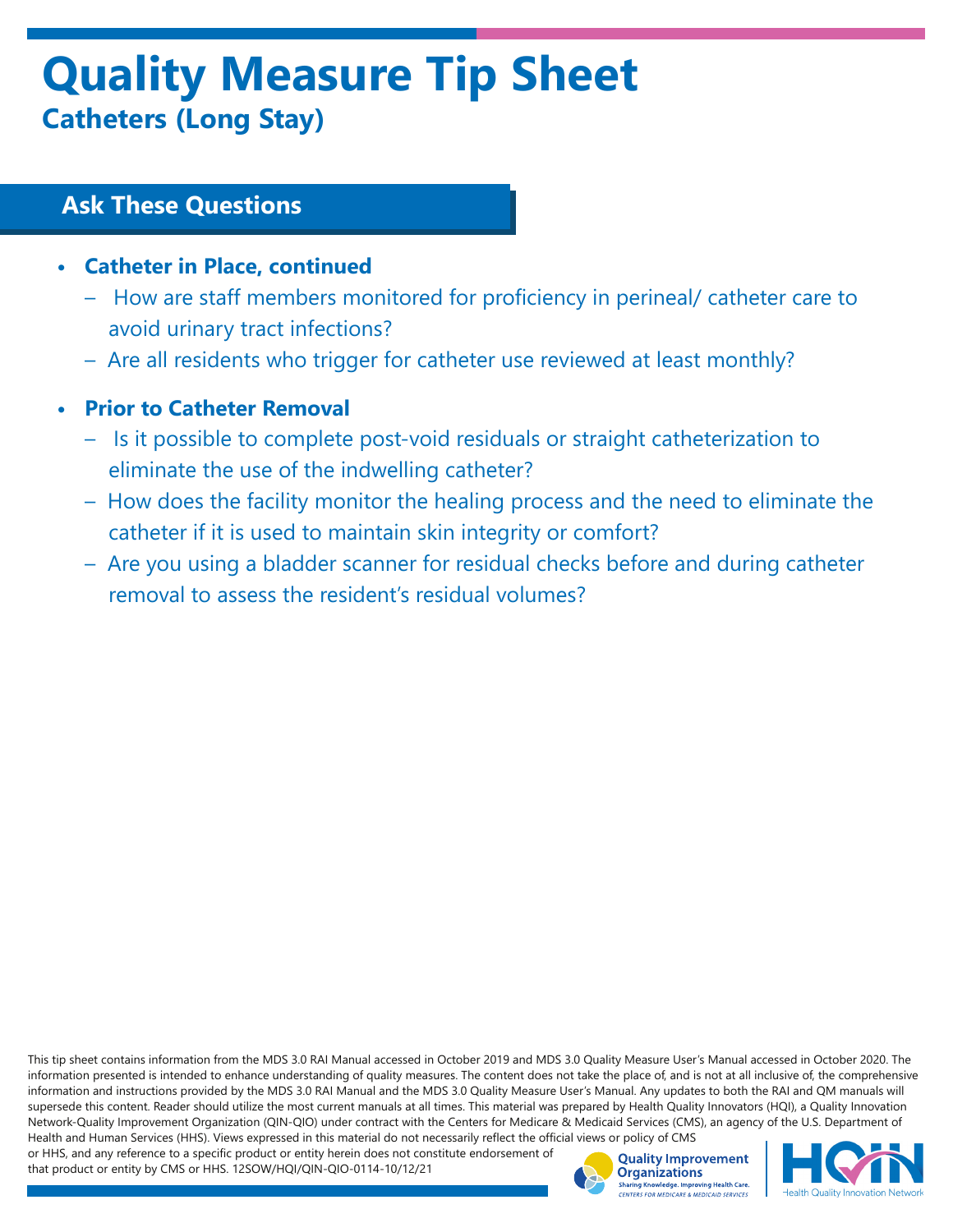# Quality Measure Tip Sheet

## Catheters (Long Stay)

### Ask These Questions

- **Catheter in Place, continued**
  - How are staff members monitored for proficiency in perineal/ catheter care to avoid urinary tract infections?
  - Are all residents who trigger for catheter use reviewed at least monthly?
- **Prior to Catheter Removal**
  - Is it possible to complete post-void residuals or straight catheterization to eliminate the use of the indwelling catheter?
  - How does the facility monitor the healing process and the need to eliminate the catheter if it is used to maintain skin integrity or comfort?
  - Are you using a bladder scanner for residual checks before and during catheter removal to assess the resident's residual volumes?

This tip sheet contains information from the MDS 3.0 RAI Manual accessed in October 2019 and MDS 3.0 Quality Measure User's Manual accessed in October 2020. The information presented is intended to enhance understanding of quality measures. The content does not take the place of, and is not at all inclusive of, the comprehensive information and instructions provided by the MDS 3.0 RAI Manual and the MDS 3.0 Quality Measure User's Manual. Any updates to both the RAI and QM manuals will supersede this content. Reader should utilize the most current manuals at all times. This material was prepared by Health Quality Innovators (HQI), a Quality Innovation Network-Quality Improvement Organization (QIN-QIO) under contract with the Centers for Medicare & Medicaid Services (CMS), an agency of the U.S. Department of Health and Human Services (HHS). Views expressed in this material do not necessarily reflect the official views or policy of CMS or HHS, and any reference to a specific product or entity herein does not constitute endorsement of that product or entity by CMS or HHS. 12SOW/HQI/QIN-QIO-0114-10/12/21

Quality Improvement Organizations
Sharing Knowledge. Improving Health Care.
CENTERS FOR MEDICARE & MEDICAID SERVICES

HQIN
Health Quality Innovation Network